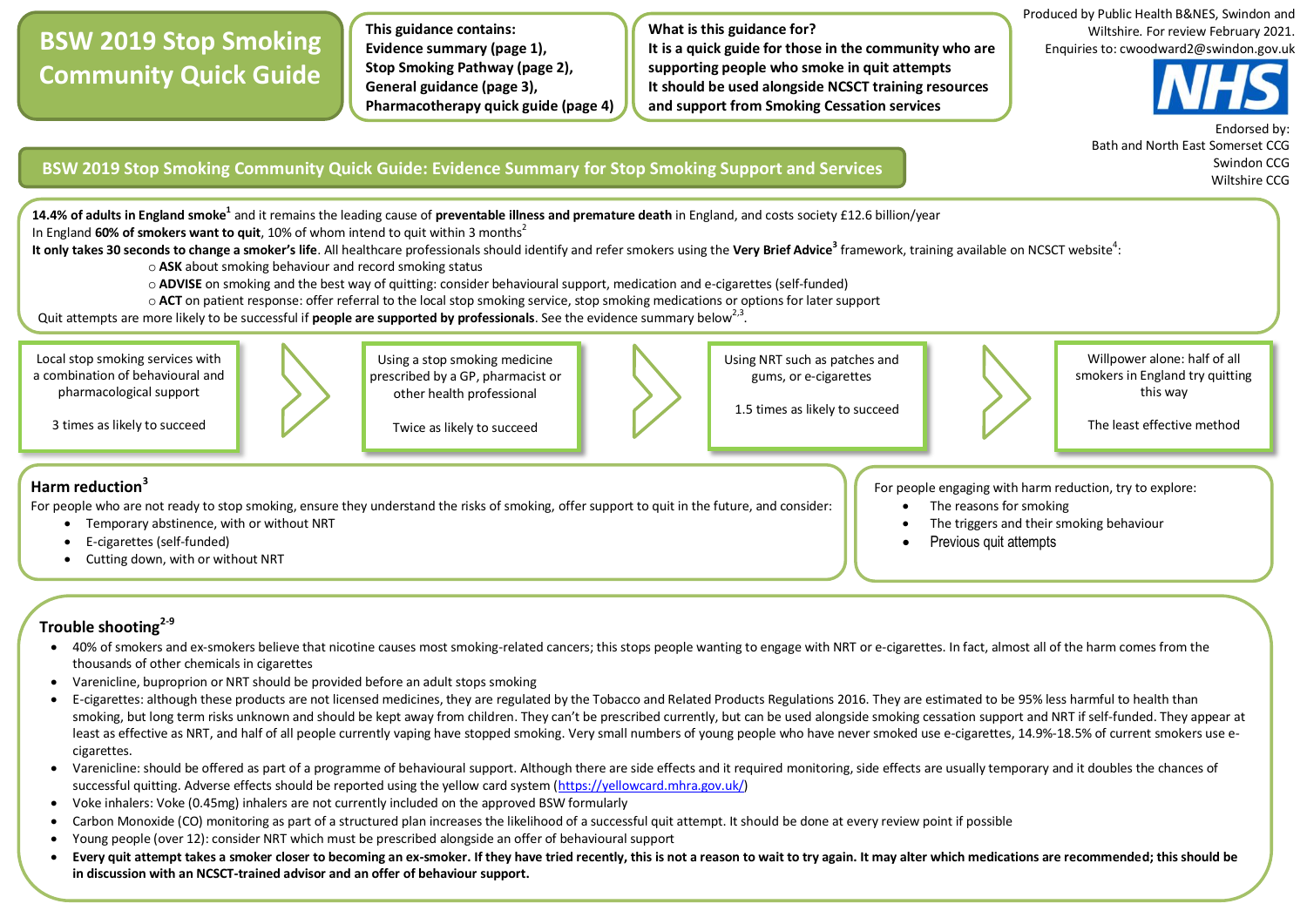# BSW 2019 Stop Smoking Community Quick Guide

**This guidance contains:**
**Evidence summary (page 1),**
**Stop Smoking Pathway (page 2),**
**General guidance (page 3),**
**Pharmacotherapy quick guide (page 4)**

**What is this guidance for?**
**It is a quick guide for those in the community who are supporting people who smoke in quit attempts**
**It should be used alongside NCSCT training resources and support from Smoking Cessation services**

Produced by Public Health B&NES, Swindon and Wiltshire. For review February 2021.
Enquiries to: cwoodward2@swindon.gov.uk

NHS

Endorsed by:
Bath and North East Somerset CCG
Swindon CCG
Wiltshire CCG

## BSW 2019 Stop Smoking Community Quick Guide: Evidence Summary for Stop Smoking Support and Services

**14.4% of adults in England smoke**[1] and it remains the leading cause of **preventable illness and premature death** in England, and costs society £12.6 billion/year

In England **60% of smokers want to quit**, 10% of whom intend to quit within 3 months[2]

**It only takes 30 seconds to change a smoker's life**. All healthcare professionals should identify and refer smokers using the **Very Brief Advice**[3] framework, training available on NCSCT website[4]:

- **ASK** about smoking behaviour and record smoking status
- **ADVISE** on smoking and the best way of quitting: consider behavioural support, medication and e-cigarettes (self-funded)
- **ACT** on patient response: offer referral to the local stop smoking service, stop smoking medications or options for later support

Quit attempts are more likely to be successful if **people are supported by professionals**. See the evidence summary below[2,3].

| Local stop smoking services with a combination of behavioural and pharmacological support | Using a stop smoking medicine prescribed by a GP, pharmacist or other health professional | Using NRT such as patches and gums, or e-cigarettes | Willpower alone: half of all smokers in England try quitting this way |
|---|---|---|---|
| 3 times as likely to succeed | Twice as likely to succeed | 1.5 times as likely to succeed | The least effective method |

### Harm reduction[3]

For people who are not ready to stop smoking, ensure they understand the risks of smoking, offer support to quit in the future, and consider:

- Temporary abstinence, with or without NRT
- E-cigarettes (self-funded)
- Cutting down, with or without NRT

For people engaging with harm reduction, try to explore:

- The reasons for smoking
- The triggers and their smoking behaviour
- Previous quit attempts

### Trouble shooting[2-9]

- 40% of smokers and ex-smokers believe that nicotine causes most smoking-related cancers; this stops people wanting to engage with NRT or e-cigarettes. In fact, almost all of the harm comes from the thousands of other chemicals in cigarettes
- Varenicline, buproprion or NRT should be provided before an adult stops smoking
- E-cigarettes: although these products are not licensed medicines, they are regulated by the Tobacco and Related Products Regulations 2016. They are estimated to be 95% less harmful to health than smoking, but long term risks unknown and should be kept away from children. They can't be prescribed currently, but can be used alongside smoking cessation support and NRT if self-funded. They appear at least as effective as NRT, and half of all people currently vaping have stopped smoking. Very small numbers of young people who have never smoked use e-cigarettes, 14.9%-18.5% of current smokers use e-cigarettes.
- Varenicline: should be offered as part of a programme of behavioural support. Although there are side effects and it required monitoring, side effects are usually temporary and it doubles the chances of successful quitting. Adverse effects should be reported using the yellow card system (https://yellowcard.mhra.gov.uk/)
- Voke inhalers: Voke (0.45mg) inhalers are not currently included on the approved BSW formulary
- Carbon Monoxide (CO) monitoring as part of a structured plan increases the likelihood of a successful quit attempt. It should be done at every review point if possible
- Young people (over 12): consider NRT which must be prescribed alongside an offer of behavioural support
- **Every quit attempt takes a smoker closer to becoming an ex-smoker. If they have tried recently, this is not a reason to wait to try again. It may alter which medications are recommended; this should be in discussion with an NCSCT-trained advisor and an offer of behaviour support.**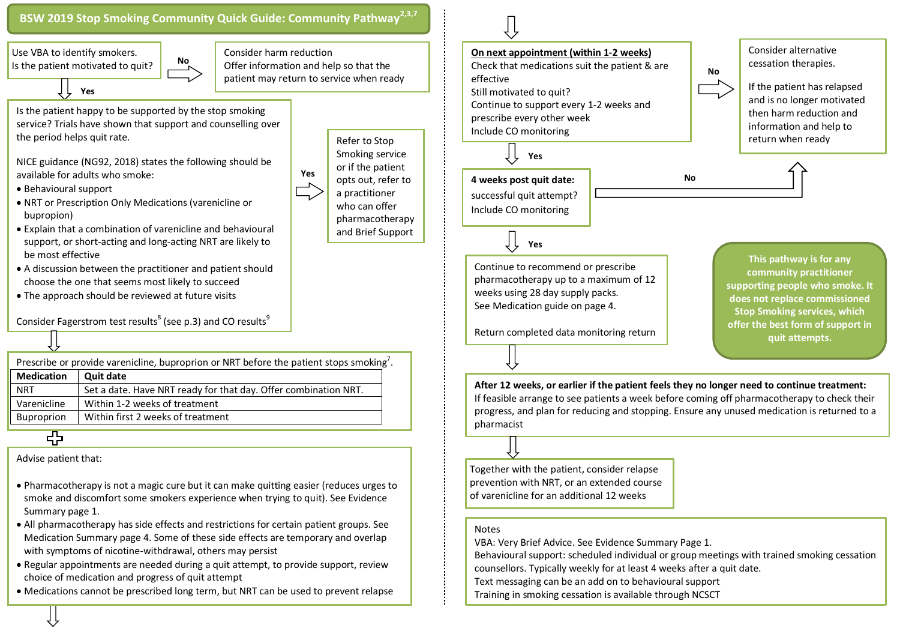## BSW 2019 Stop Smoking Community Quick Guide: Community Pathway[2,3,7]

Use VBA to identify smokers.
Is the patient motivated to quit?

**No** → Consider harm reduction
Offer information and help so that the patient may return to service when ready

**Yes** ↓

Is the patient happy to be supported by the stop smoking service? Trials have shown that support and counselling over the period helps quit rate.

NICE guidance (NG92, 2018) states the following should be available for adults who smoke:

- Behavioural support
- NRT or Prescription Only Medications (varenicline or bupropion)
- Explain that a combination of varenicline and behavioural support, or short-acting and long-acting NRT are likely to be most effective
- A discussion between the practitioner and patient should choose the one that seems most likely to succeed
- The approach should be reviewed at future visits

Consider Fagerstrom test results[8] (see p.3) and CO results[9]

**Yes** → Refer to Stop Smoking service or if the patient opts out, refer to a practitioner who can offer pharmacotherapy and Brief Support

↓

Prescribe or provide varenicline, buproprion or NRT before the patient stops smoking[7].

| Medication | Quit date |
| --- | --- |
| NRT | Set a date. Have NRT ready for that day. Offer combination NRT. |
| Varenicline | Within 1-2 weeks of treatment |
| Buproprion | Within first 2 weeks of treatment |

+

Advise patient that:

- Pharmacotherapy is not a magic cure but it can make quitting easier (reduces urges to smoke and discomfort some smokers experience when trying to quit). See Evidence Summary page 1.
- All pharmacotherapy has side effects and restrictions for certain patient groups. See Medication Summary page 4. Some of these side effects are temporary and overlap with symptoms of nicotine-withdrawal, others may persist
- Regular appointments are needed during a quit attempt, to provide support, review choice of medication and progress of quit attempt
- Medications cannot be prescribed long term, but NRT can be used to prevent relapse

↓

**On next appointment (within 1-2 weeks)**
Check that medications suit the patient & are effective
Still motivated to quit?
Continue to support every 1-2 weeks and prescribe every other week
Include CO monitoring

**No** → Consider alternative cessation therapies.

If the patient has relapsed and is no longer motivated then harm reduction and information and help to return when ready

**Yes** ↓

**4 weeks post quit date:**
successful quit attempt?
Include CO monitoring

**No** → (Consider alternative cessation therapies, above)

**Yes** ↓

Continue to recommend or prescribe pharmacotherapy up to a maximum of 12 weeks using 28 day supply packs.
See Medication guide on page 4.

Return completed data monitoring return

↓

**After 12 weeks, or earlier if the patient feels they no longer need to continue treatment:**
If feasible arrange to see patients a week before coming off pharmacotherapy to check their progress, and plan for reducing and stopping. Ensure any unused medication is returned to a pharmacist

↓

Together with the patient, consider relapse prevention with NRT, or an extended course of varenicline for an additional 12 weeks

**This pathway is for any community practitioner supporting people who smoke. It does not replace commissioned Stop Smoking services, which offer the best form of support in quit attempts.**

Notes
VBA: Very Brief Advice. See Evidence Summary Page 1.
Behavioural support: scheduled individual or group meetings with trained smoking cessation counsellors. Typically weekly for at least 4 weeks after a quit date.
Text messaging can be an add on to behavioural support
Training in smoking cessation is available through NCSCT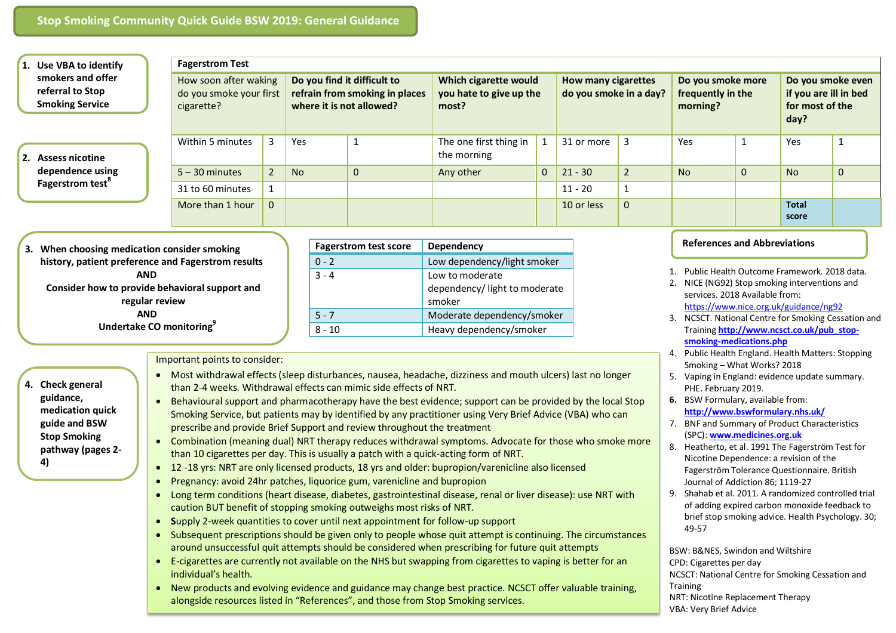# Stop Smoking Community Quick Guide BSW 2019: General Guidance

**1. Use VBA to identify smokers and offer referral to Stop Smoking Service**

**2. Assess nicotine dependence using Fagerstrom test[8]**

| Fagerstrom Test | | | | | | | | | | | |
|---|---|---|---|---|---|---|---|---|---|---|---|
| How soon after waking do you smoke your first cigarette? | | **Do you find it difficult to refrain from smoking in places where it is not allowed?** | | **Which cigarette would you hate to give up the most?** | | **How many cigarettes do you smoke in a day?** | | **Do you smoke more frequently in the morning?** | | **Do you smoke even if you are ill in bed for most of the day?** | |
| Within 5 minutes | 3 | Yes | 1 | The one first thing in the morning | 1 | 31 or more | 3 | Yes | 1 | Yes | 1 |
| 5 – 30 minutes | 2 | No | 0 | Any other | 0 | 21 - 30 | 2 | No | 0 | No | 0 |
| 31 to 60 minutes | 1 | | | | | 11 - 20 | 1 | | | | |
| More than 1 hour | 0 | | | | | 10 or less | 0 | | | **Total score** | |

**3. When choosing medication consider smoking history, patient preference and Fagerstrom results**
**AND**
**Consider how to provide behavioral support and regular review**
**AND**
**Undertake CO monitoring[9]**

| Fagerstrom test score | Dependency |
|---|---|
| 0 - 2 | Low dependency/light smoker |
| 3 - 4 | Low to moderate dependency/ light to moderate smoker |
| 5 - 7 | Moderate dependency/smoker |
| 8 - 10 | Heavy dependency/smoker |

**4. Check general guidance, medication quick guide and BSW Stop Smoking pathway (pages 2-4)**

Important points to consider:

- Most withdrawal effects (sleep disturbances, nausea, headache, dizziness and mouth ulcers) last no longer than 2-4 weeks. Withdrawal effects can mimic side effects of NRT.
- Behavioural support and pharmacotherapy have the best evidence; support can be provided by the local Stop Smoking Service, but patients may by identified by any practitioner using Very Brief Advice (VBA) who can prescribe and provide Brief Support and review throughout the treatment
- Combination (meaning dual) NRT therapy reduces withdrawal symptoms. Advocate for those who smoke more than 10 cigarettes per day. This is usually a patch with a quick-acting form of NRT.
- 12 -18 yrs: NRT are only licensed products, 18 yrs and older: bupropion/varenicline also licensed
- Pregnancy: avoid 24hr patches, liquorice gum, varenicline and bupropion
- Long term conditions (heart disease, diabetes, gastrointestinal disease, renal or liver disease): use NRT with caution BUT benefit of stopping smoking outweighs most risks of NRT.
- **S**upply 2-week quantities to cover until next appointment for follow-up support
- Subsequent prescriptions should be given only to people whose quit attempt is continuing. The circumstances around unsuccessful quit attempts should be considered when prescribing for future quit attempts
- E-cigarettes are currently not available on the NHS but swapping from cigarettes to vaping is better for an individual's health.
- New products and evolving evidence and guidance may change best practice. NCSCT offer valuable training, alongside resources listed in "References", and those from Stop Smoking services.

## References and Abbreviations

1. Public Health Outcome Framework. 2018 data.
2. NICE (NG92) Stop smoking interventions and services. 2018 Available from: https://www.nice.org.uk/guidance/ng92
3. NCSCT. National Centre for Smoking Cessation and Training **http://www.ncsct.co.uk/pub_stop-smoking-medications.php**
4. Public Health England. Health Matters: Stopping Smoking – What Works? 2018
5. Vaping in England: evidence update summary. PHE. February 2019.
6. BSW Formulary, available from: **http://www.bswformulary.nhs.uk/**
7. BNF and Summary of Product Characteristics (SPC): **www.medicines.org.uk**
8. Heatherto, et al. 1991 The Fagerström Test for Nicotine Dependence: a revision of the Fagerström Tolerance Questionnaire. British Journal of Addiction 86; 1119-27
9. Shahab et al. 2011. A randomized controlled trial of adding expired carbon monoxide feedback to brief stop smoking advice. Health Psychology. 30; 49-57

BSW: B&NES, Swindon and Wiltshire
CPD: Cigarettes per day
NCSCT: National Centre for Smoking Cessation and Training
NRT: Nicotine Replacement Therapy
VBA: Very Brief Advice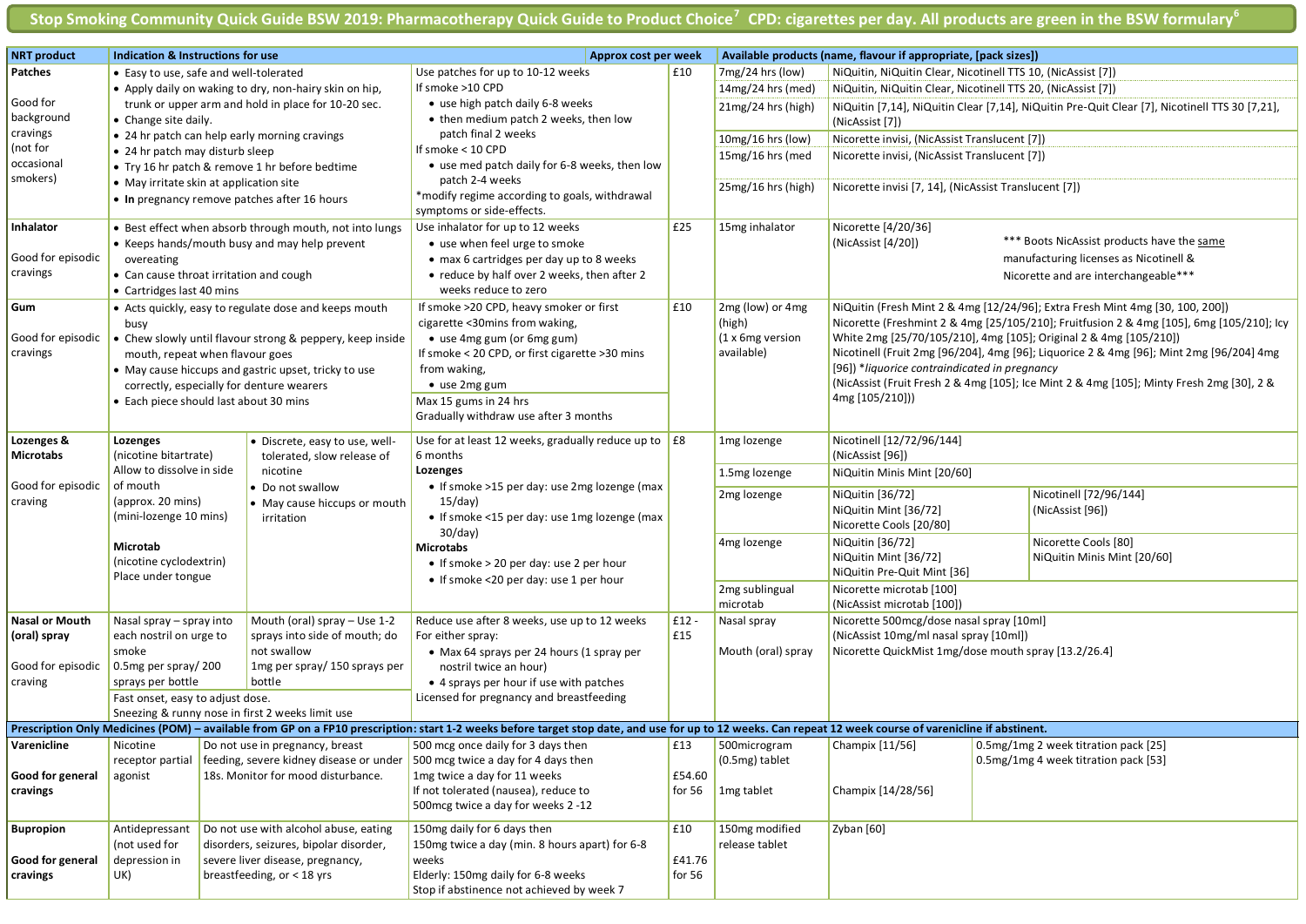## Stop Smoking Community Quick Guide BSW 2019: Pharmacotherapy Quick Guide to Product Choice[7] CPD: cigarettes per day. All products are green in the BSW formulary[6]

| NRT product | Indication & Instructions for use | | Approx cost per week | Available products (name, flavour if appropriate, [pack sizes]) | |
|---|---|---|---|---|---|
| **Patches**<br><br>Good for background cravings (not for occasional smokers) | • Easy to use, safe and well-tolerated<br>• Apply daily on waking to dry, non-hairy skin on hip, trunk or upper arm and hold in place for 10-20 sec.<br>• Change site daily.<br>• 24 hr patch can help early morning cravings<br>• 24 hr patch may disturb sleep<br>• Try 16 hr patch & remove 1 hr before bedtime<br>• May irritate skin at application site<br>• **In** pregnancy remove patches after 16 hours | Use patches for up to 10-12 weeks<br>If smoke >10 CPD<br>• use high patch daily 6-8 weeks<br>• then medium patch 2 weeks, then low patch final 2 weeks<br>If smoke < 10 CPD<br>• use med patch daily for 6-8 weeks, then low patch 2-4 weeks<br>*modify regime according to goals, withdrawal symptoms or side-effects. | £10 | 7mg/24 hrs (low) | NiQuitin, NiQuitin Clear, Nicotinell TTS 10, (NicAssist [7]) |
| | | | | 14mg/24 hrs (med) | NiQuitin, NiQuitin Clear, Nicotinell TTS 20, (NicAssist [7]) |
| | | | | 21mg/24 hrs (high) | NiQuitin [7,14], NiQuitin Clear [7,14], NiQuitin Pre-Quit Clear [7], Nicotinell TTS 30 [7,21], (NicAssist [7]) |
| | | | | 10mg/16 hrs (low) | Nicorette invisi, (NicAssist Translucent [7]) |
| | | | | 15mg/16 hrs (med | Nicorette invisi, (NicAssist Translucent [7]) |
| | | | | 25mg/16 hrs (high) | Nicorette invisi [7, 14], (NicAssist Translucent [7]) |
| **Inhalator**<br><br>Good for episodic cravings | • Best effect when absorb through mouth, not into lungs<br>• Keeps hands/mouth busy and may help prevent overeating<br>• Can cause throat irritation and cough<br>• Cartridges last 40 mins | Use inhalator for up to 12 weeks<br>• use when feel urge to smoke<br>• max 6 cartridges per day up to 8 weeks<br>• reduce by half over 2 weeks, then after 2 weeks reduce to zero | £25 | 15mg inhalator | Nicorette [4/20/36]<br>(NicAssist [4/20])<br>*** Boots NicAssist products have the same manufacturing licenses as Nicotinell & Nicorette and are interchangeable*** |
| **Gum**<br><br>Good for episodic cravings | • Acts quickly, easy to regulate dose and keeps mouth busy<br>• Chew slowly until flavour strong & peppery, keep inside mouth, repeat when flavour goes<br>• May cause hiccups and gastric upset, tricky to use correctly, especially for denture wearers<br>• Each piece should last about 30 mins | If smoke >20 CPD, heavy smoker or first cigarette <30mins from waking,<br>• use 4mg gum (or 6mg gum)<br>If smoke < 20 CPD, or first cigarette >30 mins from waking,<br>• use 2mg gum<br>Max 15 gums in 24 hrs<br>Gradually withdraw use after 3 months | £10 | 2mg (low) or 4mg (high)<br>(1 x 6mg version available) | NiQuitin (Fresh Mint 2 & 4mg [12/24/96]; Extra Fresh Mint 4mg [30, 100, 200])<br>Nicorette (Freshmint 2 & 4mg [25/105/210]; Fruitfusion 2 & 4mg [105], 6mg [105/210]; Icy White 2mg [25/70/105/210], 4mg [105]; Original 2 & 4mg [105/210])<br>Nicotinell (Fruit 2mg [96/204], 4mg [96]; Liquorice 2 & 4mg [96]; Mint 2mg [96/204] 4mg [96]) *liquorice contraindicated in pregnancy<br>(NicAssist (Fruit Fresh 2 & 4mg [105]; Ice Mint 2 & 4mg [105]; Minty Fresh 2mg [30], 2 & 4mg [105/210])) |
| **Lozenges & Microtabs**<br><br>Good for episodic craving | **Lozenges**<br>(nicotine bitartrate)<br>Allow to dissolve in side of mouth<br>(approx. 20 mins)<br>(mini-lozenge 10 mins)<br><br>**Microtab**<br>(nicotine cyclodextrin)<br>Place under tongue<br><br>• Discrete, easy to use, well-tolerated, slow release of nicotine<br>• Do not swallow<br>• May cause hiccups or mouth irritation | Use for at least 12 weeks, gradually reduce up to 6 months<br>**Lozenges**<br>• If smoke >15 per day: use 2mg lozenge (max 15/day)<br>• If smoke <15 per day: use 1mg lozenge (max 30/day)<br>**Microtabs**<br>• If smoke > 20 per day: use 2 per hour<br>• If smoke <20 per day: use 1 per hour | £8 | 1mg lozenge | Nicotinell [12/72/96/144]<br>(NicAssist [96]) |
| | | | | 1.5mg lozenge | NiQuitin Minis Mint [20/60] |
| | | | | 2mg lozenge | NiQuitin [36/72]<br>NiQuitin Mint [36/72]<br>Nicorette Cools [20/80]<br>Nicotinell [72/96/144]<br>(NicAssist [96]) |
| | | | | 4mg lozenge | NiQuitin [36/72]<br>NiQuitin Mint [36/72]<br>NiQuitin Pre-Quit Mint [36]<br>Nicorette Cools [80]<br>NiQuitin Minis Mint [20/60] |
| | | | | 2mg sublingual microtab | Nicorette microtab [100]<br>(NicAssist microtab [100]) |
| **Nasal or Mouth (oral) spray**<br><br>Good for episodic craving | Nasal spray – spray into each nostril on urge to smoke<br>0.5mg per spray/ 200 sprays per bottle<br><br>Mouth (oral) spray – Use 1-2 sprays into side of mouth; do not swallow<br>1mg per spray/ 150 sprays per bottle<br><br>Fast onset, easy to adjust dose.<br>Sneezing & runny nose in first 2 weeks limit use | Reduce use after 8 weeks, use up to 12 weeks<br>For either spray:<br>• Max 64 sprays per 24 hours (1 spray per nostril twice an hour)<br>• 4 sprays per hour if use with patches<br>Licensed for pregnancy and breastfeeding | £12 - £15 | Nasal spray<br><br>Mouth (oral) spray | Nicorette 500mcg/dose nasal spray [10ml]<br>(NicAssist 10mg/ml nasal spray [10ml])<br>Nicorette QuickMist 1mg/dose mouth spray [13.2/26.4] |

**Prescription Only Medicines (POM) – available from GP on a FP10 prescription: start 1-2 weeks before target stop date, and use for up to 12 weeks. Can repeat 12 week course of varenicline if abstinent.**

| | | | | | | |
|---|---|---|---|---|---|---|
| **Varenicline**<br><br>**Good for general cravings** | Nicotine receptor partial agonist | Do not use in pregnancy, breast feeding, severe kidney disease or under 18s. Monitor for mood disturbance. | 500 mcg once daily for 3 days then<br>500 mcg twice a day for 4 days then<br>1mg twice a day for 11 weeks<br>If not tolerated (nausea), reduce to 500mcg twice a day for weeks 2 -12 | £13<br><br>£54.60 for 56 | 500microgram (0.5mg) tablet<br><br>1mg tablet | Champix [11/56]<br>0.5mg/1mg 2 week titration pack [25]<br>0.5mg/1mg 4 week titration pack [53]<br><br>Champix [14/28/56] |
| **Bupropion**<br><br>**Good for general cravings** | Antidepressant (not used for depression in UK) | Do not use with alcohol abuse, eating disorders, seizures, bipolar disorder, severe liver disease, pregnancy, breastfeeding, or < 18 yrs | 150mg daily for 6 days then<br>150mg twice a day (min. 8 hours apart) for 6-8 weeks<br>Elderly: 150mg daily for 6-8 weeks<br>Stop if abstinence not achieved by week 7 | £10<br><br>£41.76 for 56 | 150mg modified release tablet | Zyban [60] |